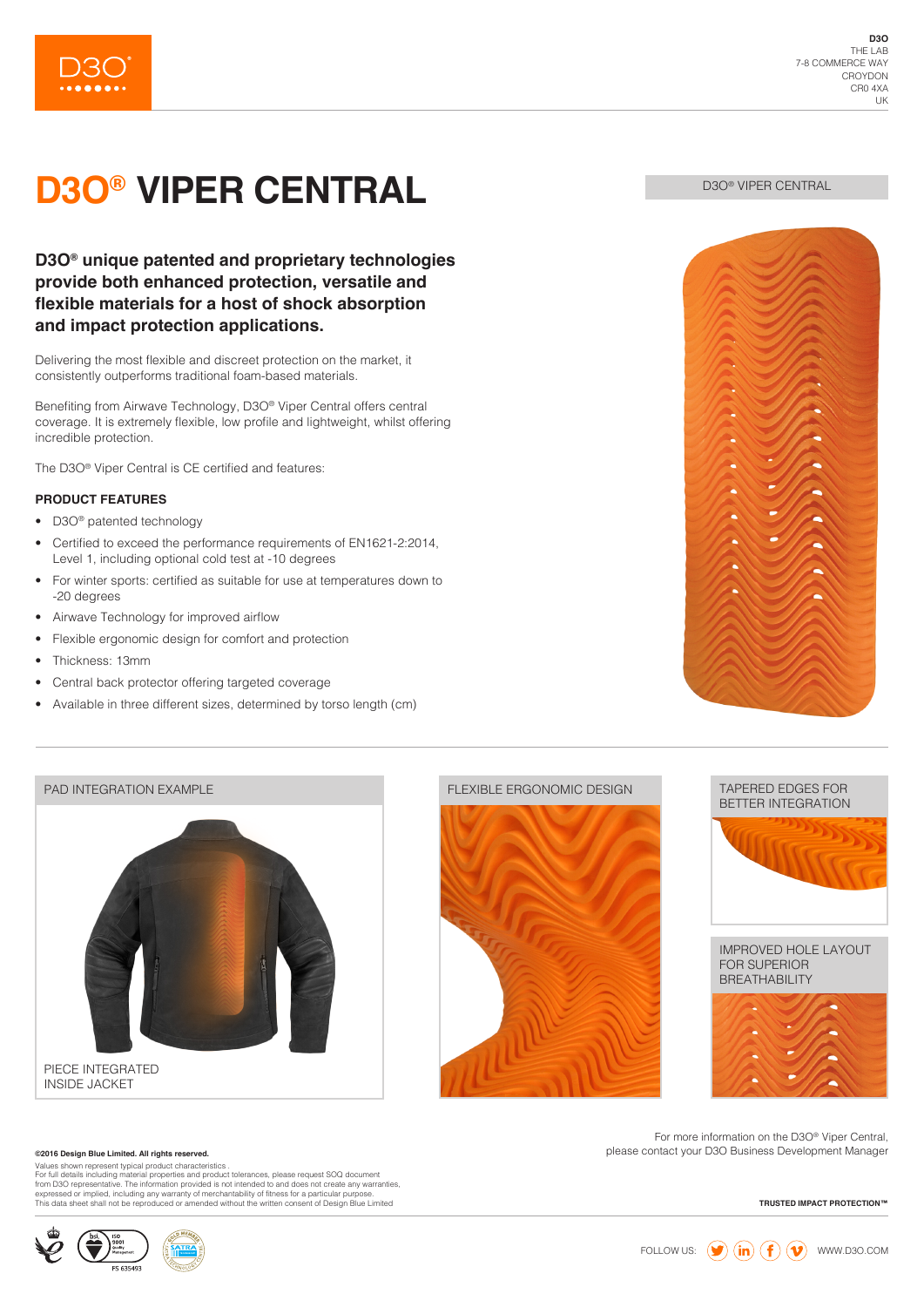D3O
THE LAB
7-8 COMMERCE WAY
CROYDON
CR0 4XA
UK

# D3O® VIPER CENTRAL

**D3O® unique patented and proprietary technologies provide both enhanced protection, versatile and flexible materials for a host of shock absorption and impact protection applications.**

Delivering the most flexible and discreet protection on the market, it consistently outperforms traditional foam-based materials.

Benefiting from Airwave Technology, D3O® Viper Central offers central coverage. It is extremely flexible, low profile and lightweight, whilst offering incredible protection.

The D3O® Viper Central is CE certified and features:

### PRODUCT FEATURES

- D3O® patented technology
- Certified to exceed the performance requirements of EN1621-2:2014, Level 1, including optional cold test at -10 degrees
- For winter sports: certified as suitable for use at temperatures down to -20 degrees
- Airwave Technology for improved airflow
- Flexible ergonomic design for comfort and protection
- Thickness: 13mm
- Central back protector offering targeted coverage
- Available in three different sizes, determined by torso length (cm)

D3O® VIPER CENTRAL

PAD INTEGRATION EXAMPLE

PIECE INTEGRATED INSIDE JACKET

FLEXIBLE ERGONOMIC DESIGN

TAPERED EDGES FOR BETTER INTEGRATION

IMPROVED HOLE LAYOUT FOR SUPERIOR BREATHABILITY

For more information on the D3O® Viper Central, please contact your D3O Business Development Manager

**©2016 Design Blue Limited. All rights reserved.**

Values shown represent typical product characteristics.
For full details including material properties and product tolerances, please request SOQ document from D3O representative. The information provided is not intended to and does not create any warranties, expressed or implied, including any warranty of merchantability of fitness for a particular purpose.
This data sheet shall not be reproduced or amended without the written consent of Design Blue Limited

**TRUSTED IMPACT PROTECTION™**

FS 635493

FOLLOW US: WWW.D3O.COM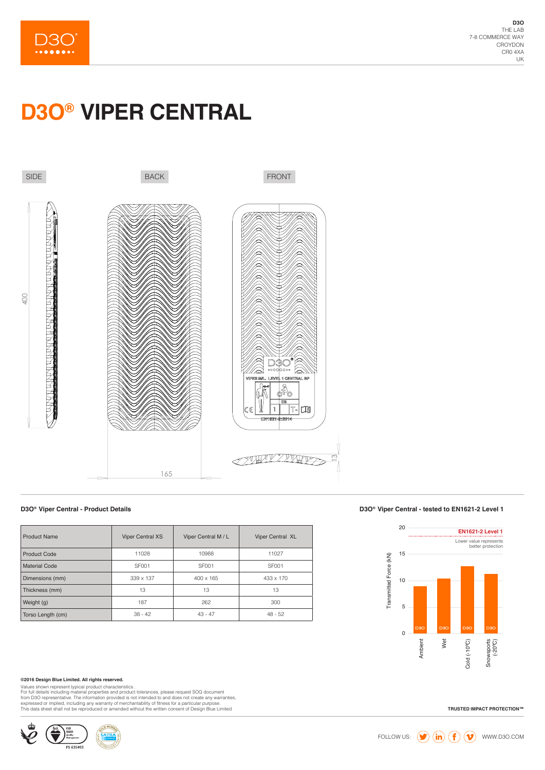D3O
THE LAB
7-8 COMMERCE WAY
CROYDON
CR0 4XA
UK

# D3O® VIPER CENTRAL

SIDE

BACK

FRONT

400

165

13

VIPER INT. LEVEL 1 CENTRAL BP

EN1621-2:2014

### D3O® Viper Central - Product Details

| Product Name | Viper Central XS | Viper Central M / L | Viper Central XL |
|---|---|---|---|
| Product Code | 11028 | 10988 | 11027 |
| Material Code | SF001 | SF001 | SF001 |
| Dimensions (mm) | 339 x 137 | 400 x 165 | 433 x 170 |
| Thickness (mm) | 13 | 13 | 13 |
| Weight (g) | 187 | 262 | 300 |
| Torso Length (cm) | 38 - 42 | 43 - 47 | 48 - 52 |

### D3O® Viper Central - tested to EN1621-2 Level 1

EN1621-2 Level 1

Lower value represents better protection

Transmitted Force (kN)

0
5
10
15
20

D3O
D3O
D3O
D3O

Ambient
Wet
Cold (-10ºC)
Snowsports (-20ºC)

**©2016 Design Blue Limited. All rights reserved.**

Values shown represent typical product characteristics .
For full details including material properties and product tolerances, please request SOQ document from D3O representative. The information provided is not intended to and does not create any warranties, expressed or implied, including any warranty of merchantability of fitness for a particular purpose.
This data sheet shall not be reproduced or amended without the written consent of Design Blue Limited

**TRUSTED IMPACT PROTECTION™**

FS 635493

FOLLOW US:

WWW.D3O.COM